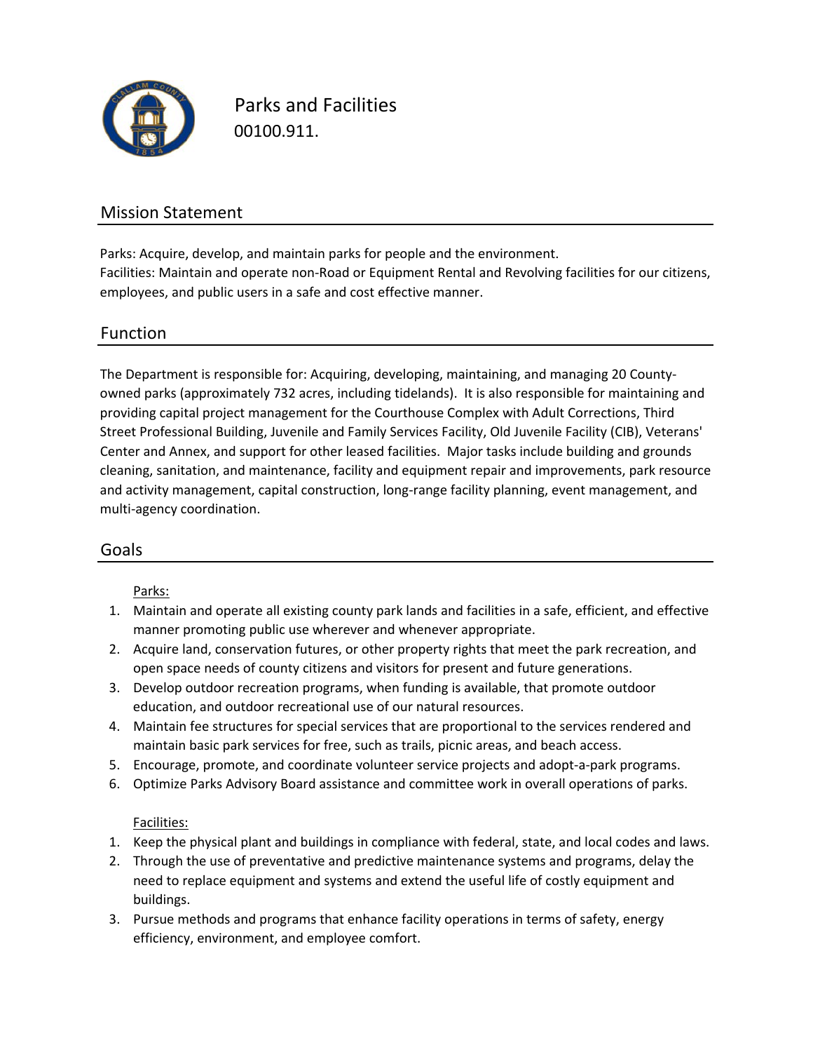# Parks and Facilities

00100.911.

## Mission Statement

Parks: Acquire, develop, and maintain parks for people and the environment.
Facilities: Maintain and operate non-Road or Equipment Rental and Revolving facilities for our citizens, employees, and public users in a safe and cost effective manner.

## Function

The Department is responsible for: Acquiring, developing, maintaining, and managing 20 County-owned parks (approximately 732 acres, including tidelands). It is also responsible for maintaining and providing capital project management for the Courthouse Complex with Adult Corrections, Third Street Professional Building, Juvenile and Family Services Facility, Old Juvenile Facility (CIB), Veterans' Center and Annex, and support for other leased facilities. Major tasks include building and grounds cleaning, sanitation, and maintenance, facility and equipment repair and improvements, park resource and activity management, capital construction, long-range facility planning, event management, and multi-agency coordination.

## Goals

Parks:

1. Maintain and operate all existing county park lands and facilities in a safe, efficient, and effective manner promoting public use wherever and whenever appropriate.
2. Acquire land, conservation futures, or other property rights that meet the park recreation, and open space needs of county citizens and visitors for present and future generations.
3. Develop outdoor recreation programs, when funding is available, that promote outdoor education, and outdoor recreational use of our natural resources.
4. Maintain fee structures for special services that are proportional to the services rendered and maintain basic park services for free, such as trails, picnic areas, and beach access.
5. Encourage, promote, and coordinate volunteer service projects and adopt-a-park programs.
6. Optimize Parks Advisory Board assistance and committee work in overall operations of parks.

Facilities:

1. Keep the physical plant and buildings in compliance with federal, state, and local codes and laws.
2. Through the use of preventative and predictive maintenance systems and programs, delay the need to replace equipment and systems and extend the useful life of costly equipment and buildings.
3. Pursue methods and programs that enhance facility operations in terms of safety, energy efficiency, environment, and employee comfort.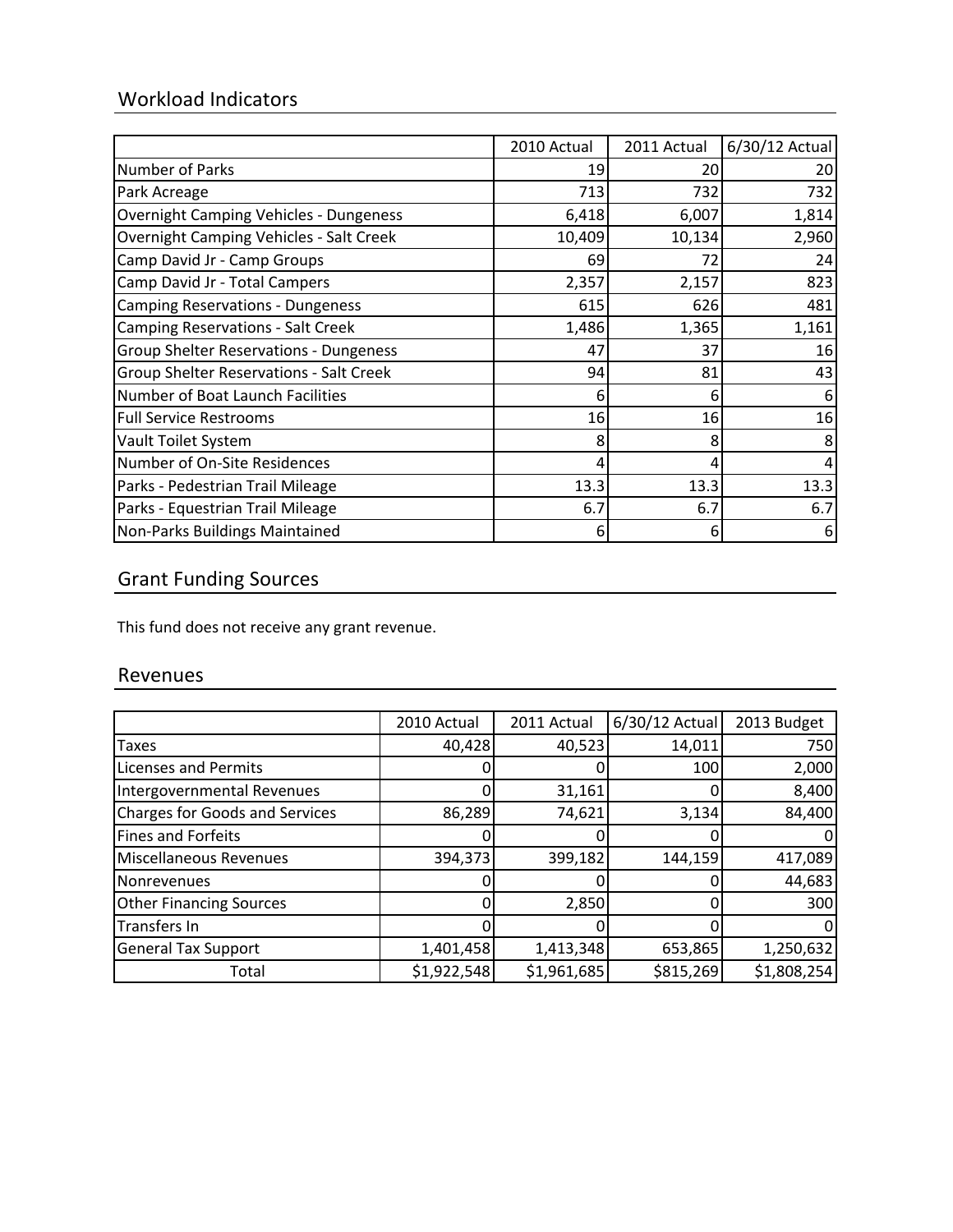## Workload Indicators

| | 2010 Actual | 2011 Actual | 6/30/12 Actual |
|---|---|---|---|
| Number of Parks | 19 | 20 | 20 |
| Park Acreage | 713 | 732 | 732 |
| Overnight Camping Vehicles - Dungeness | 6,418 | 6,007 | 1,814 |
| Overnight Camping Vehicles - Salt Creek | 10,409 | 10,134 | 2,960 |
| Camp David Jr - Camp Groups | 69 | 72 | 24 |
| Camp David Jr - Total Campers | 2,357 | 2,157 | 823 |
| Camping Reservations - Dungeness | 615 | 626 | 481 |
| Camping Reservations - Salt Creek | 1,486 | 1,365 | 1,161 |
| Group Shelter Reservations - Dungeness | 47 | 37 | 16 |
| Group Shelter Reservations - Salt Creek | 94 | 81 | 43 |
| Number of Boat Launch Facilities | 6 | 6 | 6 |
| Full Service Restrooms | 16 | 16 | 16 |
| Vault Toilet System | 8 | 8 | 8 |
| Number of On-Site Residences | 4 | 4 | 4 |
| Parks - Pedestrian Trail Mileage | 13.3 | 13.3 | 13.3 |
| Parks - Equestrian Trail Mileage | 6.7 | 6.7 | 6.7 |
| Non-Parks Buildings Maintained | 6 | 6 | 6 |

## Grant Funding Sources

This fund does not receive any grant revenue.

## Revenues

| | 2010 Actual | 2011 Actual | 6/30/12 Actual | 2013 Budget |
|---|---|---|---|---|
| Taxes | 40,428 | 40,523 | 14,011 | 750 |
| Licenses and Permits | 0 | 0 | 100 | 2,000 |
| Intergovernmental Revenues | 0 | 31,161 | 0 | 8,400 |
| Charges for Goods and Services | 86,289 | 74,621 | 3,134 | 84,400 |
| Fines and Forfeits | 0 | 0 | 0 | 0 |
| Miscellaneous Revenues | 394,373 | 399,182 | 144,159 | 417,089 |
| Nonrevenues | 0 | 0 | 0 | 44,683 |
| Other Financing Sources | 0 | 2,850 | 0 | 300 |
| Transfers In | 0 | 0 | 0 | 0 |
| General Tax Support | 1,401,458 | 1,413,348 | 653,865 | 1,250,632 |
| Total | $1,922,548 | $1,961,685 | $815,269 | $1,808,254 |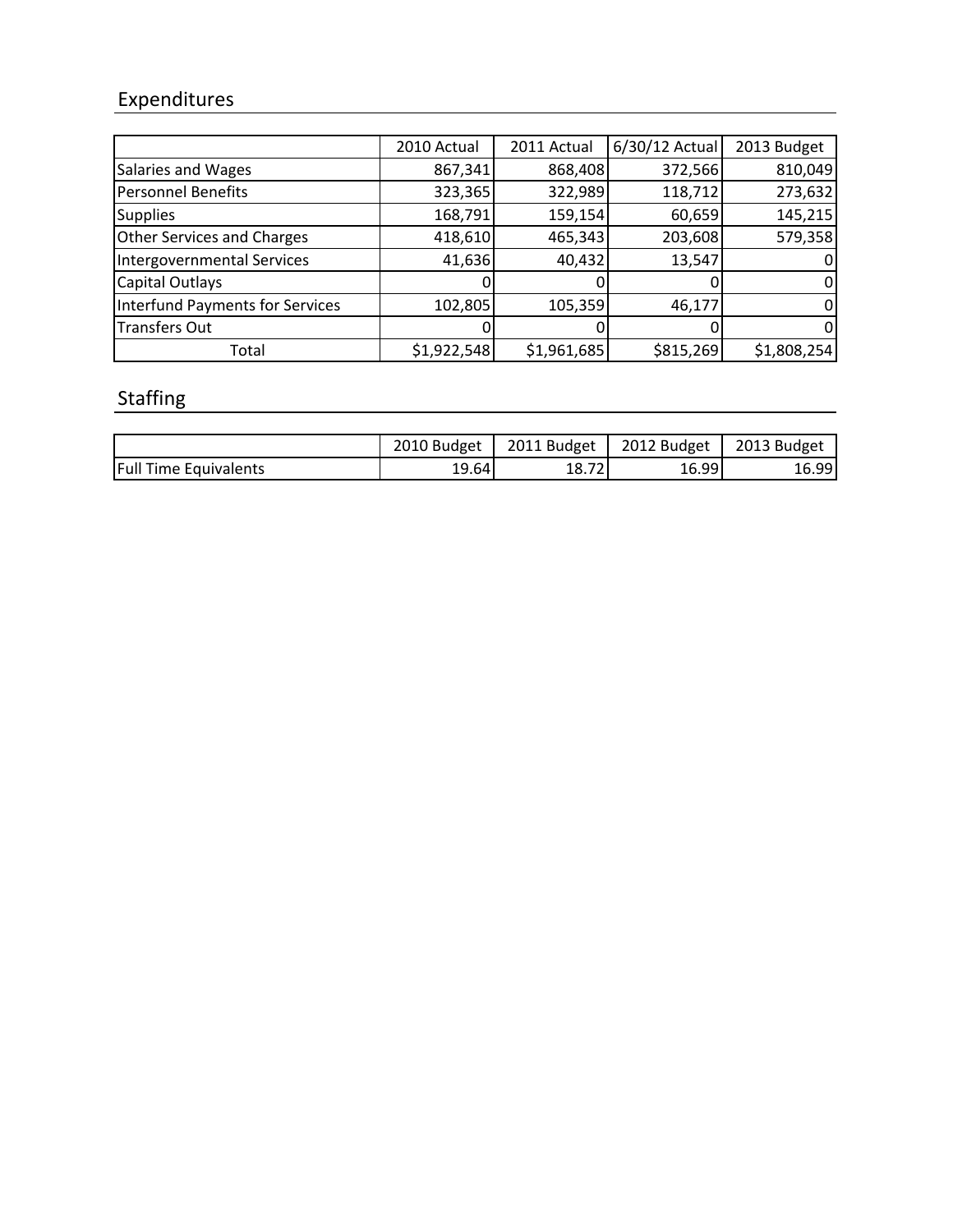## Expenditures

| | 2010 Actual | 2011 Actual | 6/30/12 Actual | 2013 Budget |
|---|---|---|---|---|
| Salaries and Wages | 867,341 | 868,408 | 372,566 | 810,049 |
| Personnel Benefits | 323,365 | 322,989 | 118,712 | 273,632 |
| Supplies | 168,791 | 159,154 | 60,659 | 145,215 |
| Other Services and Charges | 418,610 | 465,343 | 203,608 | 579,358 |
| Intergovernmental Services | 41,636 | 40,432 | 13,547 | 0 |
| Capital Outlays | 0 | 0 | 0 | 0 |
| Interfund Payments for Services | 102,805 | 105,359 | 46,177 | 0 |
| Transfers Out | 0 | 0 | 0 | 0 |
| Total | $1,922,548 | $1,961,685 | $815,269 | $1,808,254 |

## Staffing

| | 2010 Budget | 2011 Budget | 2012 Budget | 2013 Budget |
|---|---|---|---|---|
| Full Time Equivalents | 19.64 | 18.72 | 16.99 | 16.99 |